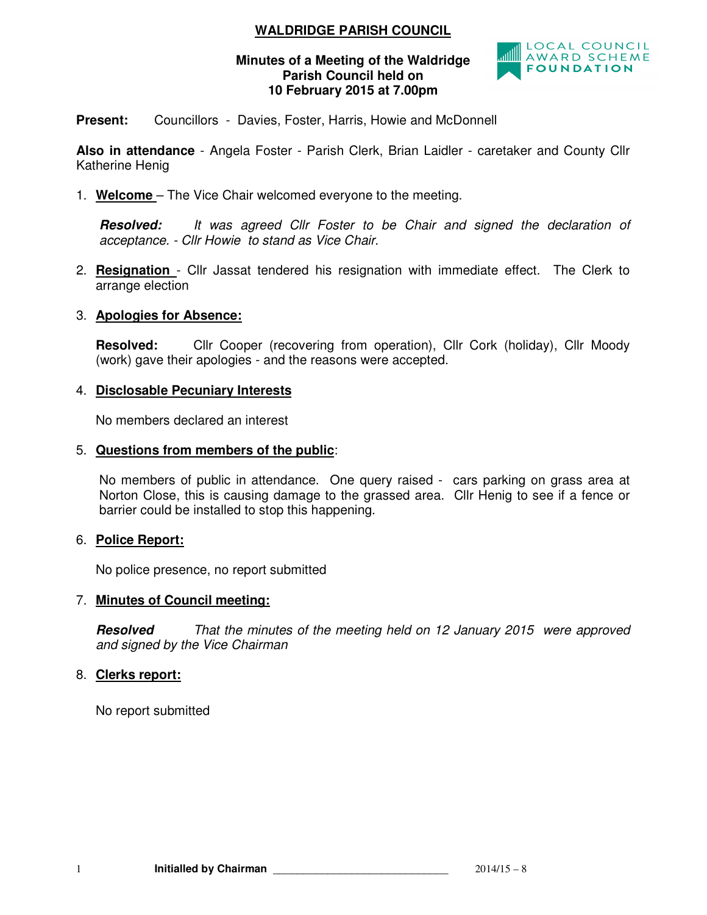# WALDRIDGE PARISH COUNCIL

**Minutes of a Meeting of the Waldridge Parish Council held on 10 February 2015 at 7.00pm**

LOCAL COUNCIL AWARD SCHEME FOUNDATION

**Present:** Councillors - Davies, Foster, Harris, Howie and McDonnell

**Also in attendance** - Angela Foster - Parish Clerk, Brian Laidler - caretaker and County Cllr Katherine Henig

1. **Welcome** – The Vice Chair welcomed everyone to the meeting.

   ***Resolved:*** *It was agreed Cllr Foster to be Chair and signed the declaration of acceptance. - Cllr Howie to stand as Vice Chair.*

2. **Resignation** - Cllr Jassat tendered his resignation with immediate effect. The Clerk to arrange election

3. **Apologies for Absence:**

   **Resolved:** Cllr Cooper (recovering from operation), Cllr Cork (holiday), Cllr Moody (work) gave their apologies - and the reasons were accepted.

4. **Disclosable Pecuniary Interests**

   No members declared an interest

5. **Questions from members of the public**:

   No members of public in attendance. One query raised - cars parking on grass area at Norton Close, this is causing damage to the grassed area. Cllr Henig to see if a fence or barrier could be installed to stop this happening.

6. **Police Report:**

   No police presence, no report submitted

7. **Minutes of Council meeting:**

   ***Resolved*** *That the minutes of the meeting held on 12 January 2015 were approved and signed by the Vice Chairman*

8. **Clerks report:**

   No report submitted

**Initialled by Chairman** ______________________________ 2014/15 – 8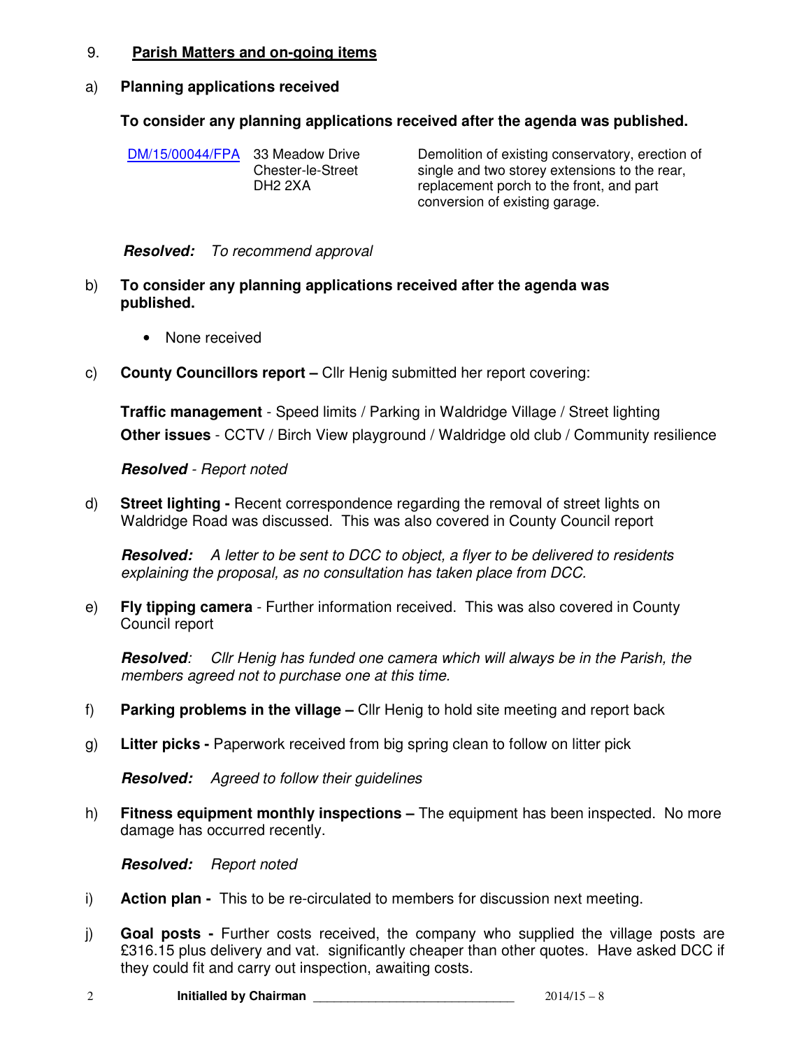9. **<u>Parish Matters and on-going items</u>**

a) **Planning applications received**

**To consider any planning applications received after the agenda was published.**

| | | |
|---|---|---|
| DM/15/00044/FPA | 33 Meadow Drive<br>Chester-le-Street<br>DH2 2XA | Demolition of existing conservatory, erection of single and two storey extensions to the rear, replacement porch to the front, and part conversion of existing garage. |

***Resolved:*** *To recommend approval*

b) **To consider any planning applications received after the agenda was published.**

- None received

c) **County Councillors report –** Cllr Henig submitted her report covering:

**Traffic management** - Speed limits / Parking in Waldridge Village / Street lighting
**Other issues** - CCTV / Birch View playground / Waldridge old club / Community resilience

***Resolved*** *- Report noted*

d) **Street lighting -** Recent correspondence regarding the removal of street lights on Waldridge Road was discussed. This was also covered in County Council report

***Resolved:*** *A letter to be sent to DCC to object, a flyer to be delivered to residents explaining the proposal, as no consultation has taken place from DCC.*

e) **Fly tipping camera** - Further information received. This was also covered in County Council report

***Resolved****:* *Cllr Henig has funded one camera which will always be in the Parish, the members agreed not to purchase one at this time.*

f) **Parking problems in the village –** Cllr Henig to hold site meeting and report back

g) **Litter picks -** Paperwork received from big spring clean to follow on litter pick

***Resolved:*** *Agreed to follow their guidelines*

h) **Fitness equipment monthly inspections –** The equipment has been inspected. No more damage has occurred recently.

***Resolved:*** *Report noted*

i) **Action plan -** This to be re-circulated to members for discussion next meeting.

j) **Goal posts -** Further costs received, the company who supplied the village posts are £316.15 plus delivery and vat. significantly cheaper than other quotes. Have asked DCC if they could fit and carry out inspection, awaiting costs.

**Initialled by Chairman** ___________________________ 2014/15 – 8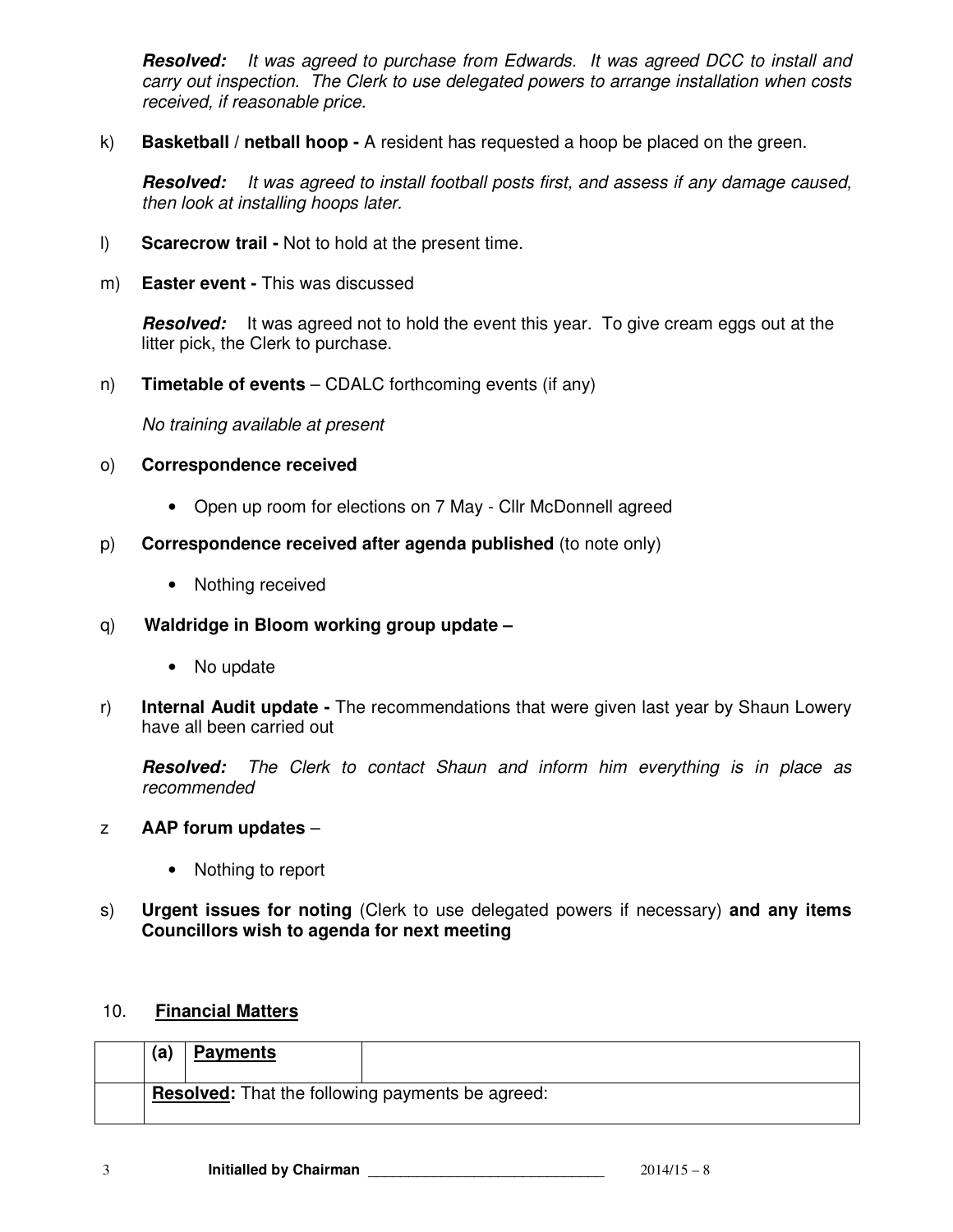***Resolved:*** *It was agreed to purchase from Edwards. It was agreed DCC to install and carry out inspection. The Clerk to use delegated powers to arrange installation when costs received, if reasonable price.*

k) **Basketball / netball hoop -** A resident has requested a hoop be placed on the green.

***Resolved:*** *It was agreed to install football posts first, and assess if any damage caused, then look at installing hoops later.*

l) **Scarecrow trail -** Not to hold at the present time.

m) **Easter event -** This was discussed

***Resolved:*** It was agreed not to hold the event this year. To give cream eggs out at the litter pick, the Clerk to purchase.

n) **Timetable of events** – CDALC forthcoming events (if any)

*No training available at present*

o) **Correspondence received**

- Open up room for elections on 7 May - Cllr McDonnell agreed

p) **Correspondence received after agenda published** (to note only)

- Nothing received

q) **Waldridge in Bloom working group update –**

- No update

r) **Internal Audit update -** The recommendations that were given last year by Shaun Lowery have all been carried out

***Resolved:*** *The Clerk to contact Shaun and inform him everything is in place as recommended*

z **AAP forum updates** –

- Nothing to report

s) **Urgent issues for noting** (Clerk to use delegated powers if necessary) **and any items Councillors wish to agenda for next meeting**

10. **Financial Matters**

| | (a) | **Payments** | |
|---|---|---|---|
| | **Resolved:** That the following payments be agreed: | | |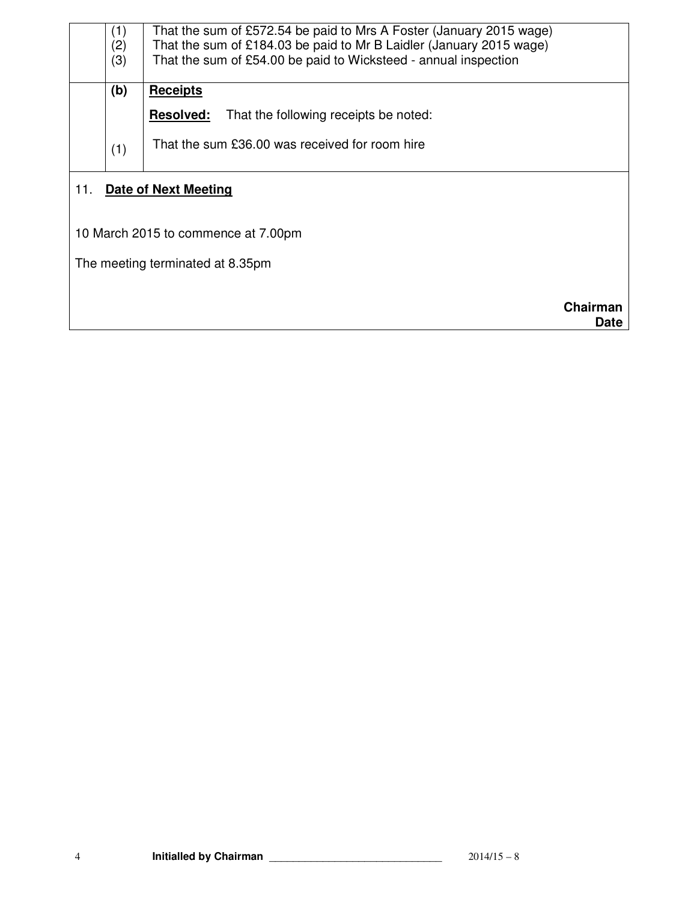| | | |
|---|---|---|
| | (1)<br>(2)<br>(3) | That the sum of £572.54 be paid to Mrs A Foster (January 2015 wage)<br>That the sum of £184.03 be paid to Mr B Laidler (January 2015 wage)<br>That the sum of £54.00 be paid to Wicksteed - annual inspection |
| | **(b)** | **Receipts**<br><br>**Resolved:** That the following receipts be noted: |
| | (1) | That the sum £36.00 was received for room hire |

11. **Date of Next Meeting**

10 March 2015 to commence at 7.00pm

The meeting terminated at 8.35pm

**Chairman**
**Date**

**Initialled by Chairman** ______________________________ 2014/15 – 8